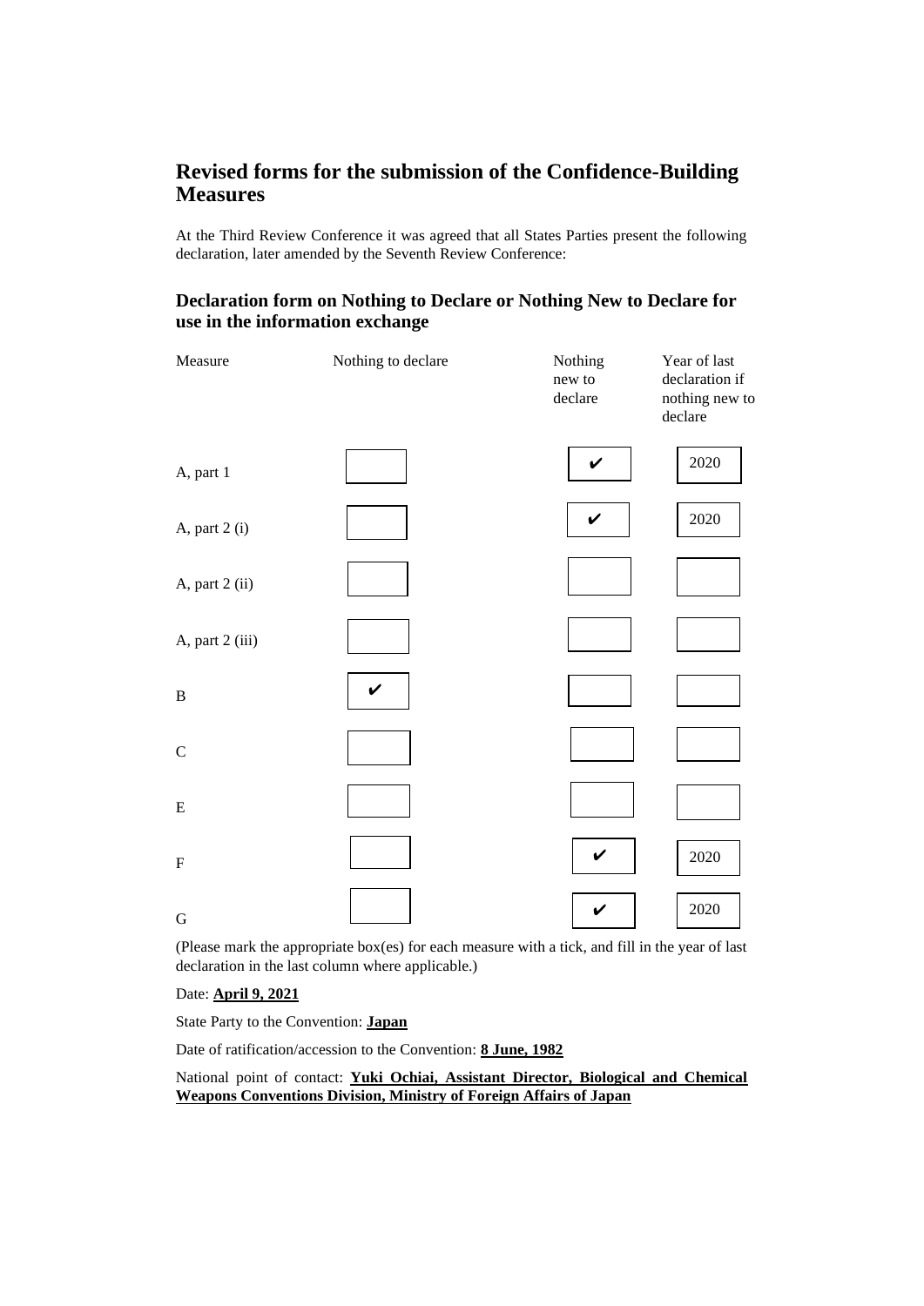## Revised forms for the submission of the Confidence-Building Measures

At the Third Review Conference it was agreed that all States Parties present the following declaration, later amended by the Seventh Review Conference:

### Declaration form on Nothing to Declare or Nothing New to Declare for use in the information exchange

| Measure | Nothing to declare | Nothing new to declare | Year of last declaration if nothing new to declare |
|---|---|---|---|
| A, part 1 | | ✔ | 2020 |
| A, part 2 (i) | | ✔ | 2020 |
| A, part 2 (ii) | | | |
| A, part 2 (iii) | | | |
| B | ✔ | | |
| C | | | |
| E | | | |
| F | | ✔ | 2020 |
| G | | ✔ | 2020 |

(Please mark the appropriate box(es) for each measure with a tick, and fill in the year of last declaration in the last column where applicable.)

Date: **April 9, 2021**

State Party to the Convention: **Japan**

Date of ratification/accession to the Convention: **8 June, 1982**

National point of contact: **Yuki Ochiai, Assistant Director, Biological and Chemical Weapons Conventions Division, Ministry of Foreign Affairs of Japan**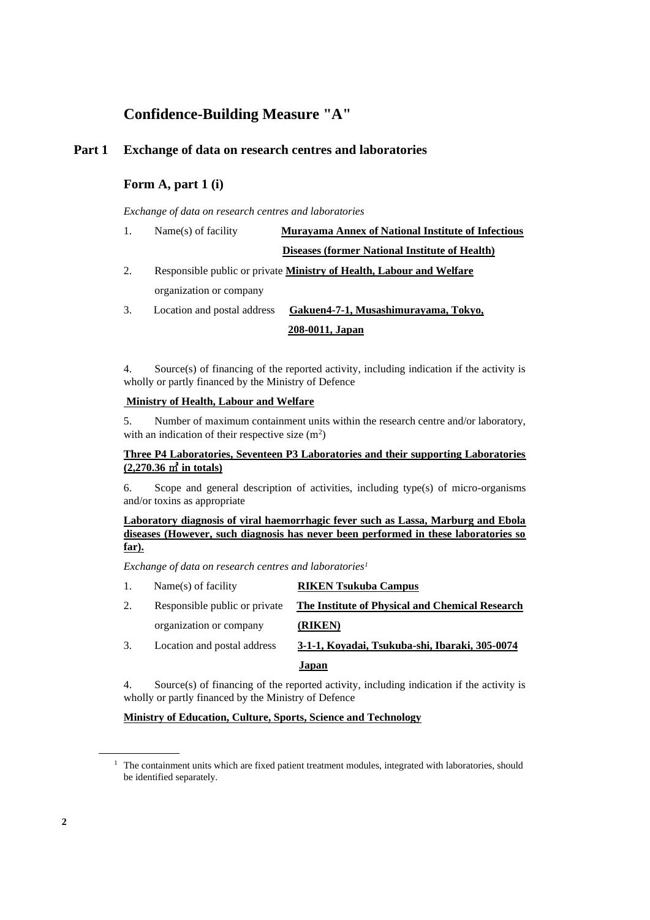# Confidence-Building Measure "A"

## Part 1 Exchange of data on research centres and laboratories

### Form A, part 1 (i)

*Exchange of data on research centres and laboratories*

1. Name(s) of facility **Murayama Annex of National Institute of Infectious Diseases (former National Institute of Health)**

2. Responsible public or private organization or company **Ministry of Health, Labour and Welfare**

3. Location and postal address **Gakuen4-7-1, Musashimurayama, Tokyo, 208-0011, Japan**

4. Source(s) of financing of the reported activity, including indication if the activity is wholly or partly financed by the Ministry of Defence

**Ministry of Health, Labour and Welfare**

5. Number of maximum containment units within the research centre and/or laboratory, with an indication of their respective size ($m^2$)

**Three P4 Laboratories, Seventeen P3 Laboratories and their supporting Laboratories (2,270.36 ㎡ in totals)**

6. Scope and general description of activities, including type(s) of micro-organisms and/or toxins as appropriate

**Laboratory diagnosis of viral haemorrhagic fever such as Lassa, Marburg and Ebola diseases (However, such diagnosis has never been performed in these laboratories so far).**

*Exchange of data on research centres and laboratories[1]*

1. Name(s) of facility **RIKEN Tsukuba Campus**

2. Responsible public or private organization or company **The Institute of Physical and Chemical Research (RIKEN)**

3. Location and postal address **3-1-1, Koyadai, Tsukuba-shi, Ibaraki, 305-0074 Japan**

4. Source(s) of financing of the reported activity, including indication if the activity is wholly or partly financed by the Ministry of Defence

**Ministry of Education, Culture, Sports, Science and Technology**

[1] The containment units which are fixed patient treatment modules, integrated with laboratories, should be identified separately.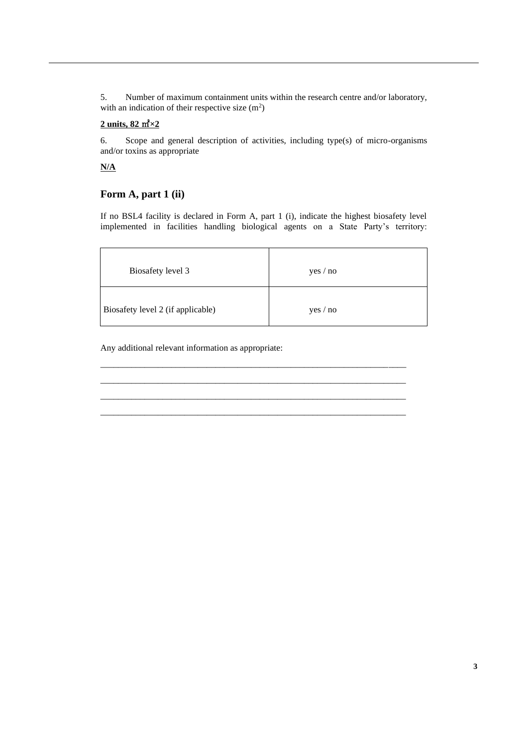5. Number of maximum containment units within the research centre and/or laboratory, with an indication of their respective size ($m^2$)

**2 units, 82 ㎡×2**

6. Scope and general description of activities, including type(s) of micro-organisms and/or toxins as appropriate

**N/A**

## Form A, part 1 (ii)

If no BSL4 facility is declared in Form A, part 1 (i), indicate the highest biosafety level implemented in facilities handling biological agents on a State Party's territory:

| | |
|---|---|
| Biosafety level 3 | yes / no |
| Biosafety level 2 (if applicable) | yes / no |

Any additional relevant information as appropriate:

\_\_\_\_\_\_\_\_\_\_\_\_\_\_\_\_\_\_\_\_\_\_\_\_\_\_\_\_\_\_\_\_\_\_\_\_\_\_\_\_\_\_\_\_\_\_\_\_\_\_\_\_\_\_\_\_\_\_\_\_\_\_\_\_\_\_\_\_

\_\_\_\_\_\_\_\_\_\_\_\_\_\_\_\_\_\_\_\_\_\_\_\_\_\_\_\_\_\_\_\_\_\_\_\_\_\_\_\_\_\_\_\_\_\_\_\_\_\_\_\_\_\_\_\_\_\_\_\_\_\_\_\_\_\_\_\_

\_\_\_\_\_\_\_\_\_\_\_\_\_\_\_\_\_\_\_\_\_\_\_\_\_\_\_\_\_\_\_\_\_\_\_\_\_\_\_\_\_\_\_\_\_\_\_\_\_\_\_\_\_\_\_\_\_\_\_\_\_\_\_\_\_\_\_\_

\_\_\_\_\_\_\_\_\_\_\_\_\_\_\_\_\_\_\_\_\_\_\_\_\_\_\_\_\_\_\_\_\_\_\_\_\_\_\_\_\_\_\_\_\_\_\_\_\_\_\_\_\_\_\_\_\_\_\_\_\_\_\_\_\_\_\_\_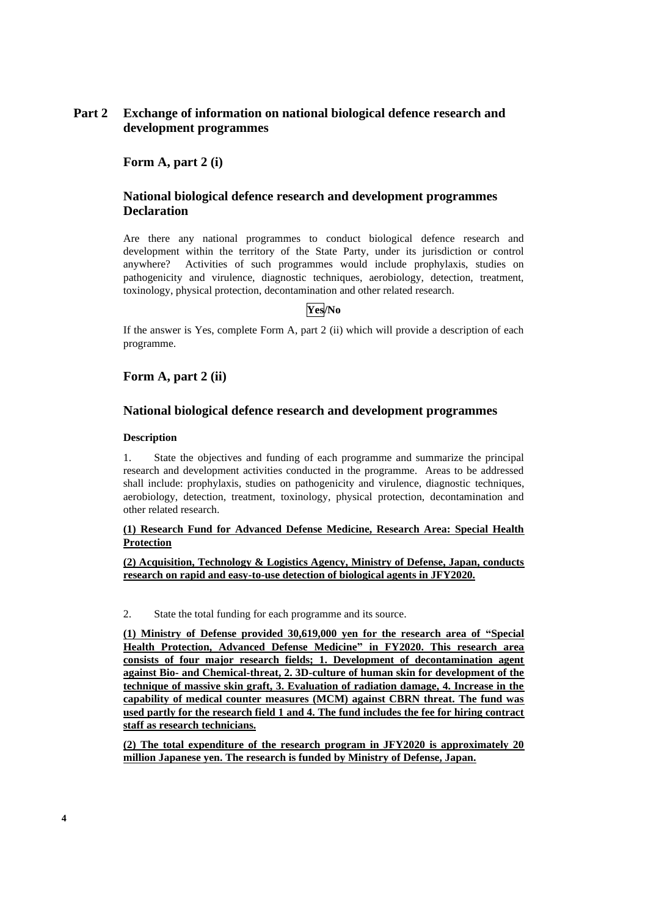## Part 2 Exchange of information on national biological defence research and development programmes

### Form A, part 2 (i)

### National biological defence research and development programmes Declaration

Are there any national programmes to conduct biological defence research and development within the territory of the State Party, under its jurisdiction or control anywhere? Activities of such programmes would include prophylaxis, studies on pathogenicity and virulence, diagnostic techniques, aerobiology, detection, treatment, toxinology, physical protection, decontamination and other related research.

**[Yes]/No**

If the answer is Yes, complete Form A, part 2 (ii) which will provide a description of each programme.

### Form A, part 2 (ii)

### National biological defence research and development programmes

**Description**

1. State the objectives and funding of each programme and summarize the principal research and development activities conducted in the programme. Areas to be addressed shall include: prophylaxis, studies on pathogenicity and virulence, diagnostic techniques, aerobiology, detection, treatment, toxinology, physical protection, decontamination and other related research.

**(1) Research Fund for Advanced Defense Medicine, Research Area: Special Health Protection**

**(2) Acquisition, Technology & Logistics Agency, Ministry of Defense, Japan, conducts research on rapid and easy-to-use detection of biological agents in JFY2020.**

2. State the total funding for each programme and its source.

**(1) Ministry of Defense provided 30,619,000 yen for the research area of "Special Health Protection, Advanced Defense Medicine" in FY2020. This research area consists of four major research fields; 1. Development of decontamination agent against Bio- and Chemical-threat, 2. 3D-culture of human skin for development of the technique of massive skin graft, 3. Evaluation of radiation damage, 4. Increase in the capability of medical counter measures (MCM) against CBRN threat. The fund was used partly for the research field 1 and 4. The fund includes the fee for hiring contract staff as research technicians.**

**(2) The total expenditure of the research program in JFY2020 is approximately 20 million Japanese yen. The research is funded by Ministry of Defense, Japan.**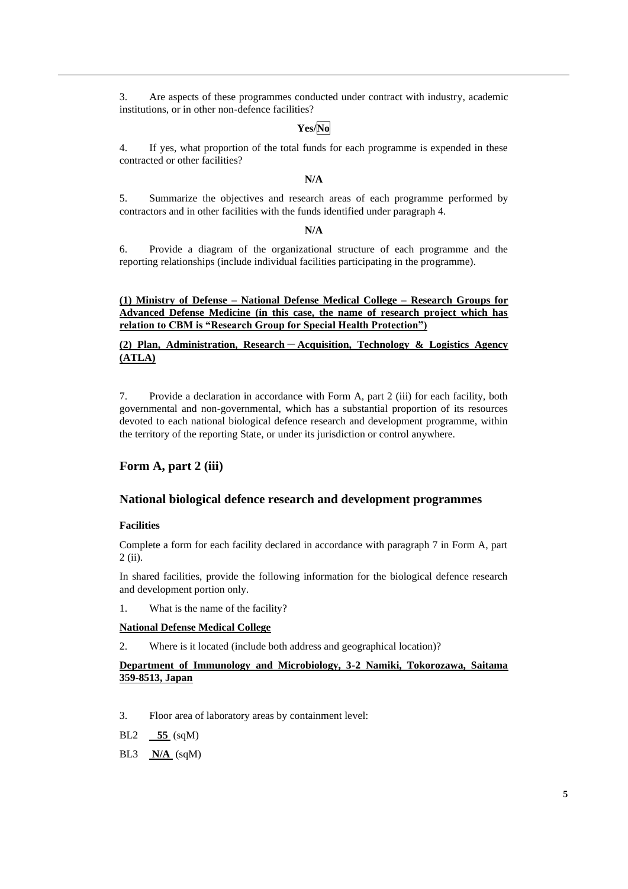3. Are aspects of these programmes conducted under contract with industry, academic institutions, or in other non-defence facilities?

**Yes/No**

4. If yes, what proportion of the total funds for each programme is expended in these contracted or other facilities?

**N/A**

5. Summarize the objectives and research areas of each programme performed by contractors and in other facilities with the funds identified under paragraph 4.

**N/A**

6. Provide a diagram of the organizational structure of each programme and the reporting relationships (include individual facilities participating in the programme).

**(1) Ministry of Defense – National Defense Medical College – Research Groups for Advanced Defense Medicine (in this case, the name of research project which has relation to CBM is "Research Group for Special Health Protection")**

**(2) Plan, Administration, Research－Acquisition, Technology & Logistics Agency (ATLA)**

7. Provide a declaration in accordance with Form A, part 2 (iii) for each facility, both governmental and non-governmental, which has a substantial proportion of its resources devoted to each national biological defence research and development programme, within the territory of the reporting State, or under its jurisdiction or control anywhere.

## Form A, part 2 (iii)

## National biological defence research and development programmes

**Facilities**

Complete a form for each facility declared in accordance with paragraph 7 in Form A, part 2 (ii).

In shared facilities, provide the following information for the biological defence research and development portion only.

1. What is the name of the facility?

**National Defense Medical College**

2. Where is it located (include both address and geographical location)?

**Department of Immunology and Microbiology, 3-2 Namiki, Tokorozawa, Saitama 359-8513, Japan**

3. Floor area of laboratory areas by containment level:

BL2 **55** (sqM)

BL3 **N/A** (sqM)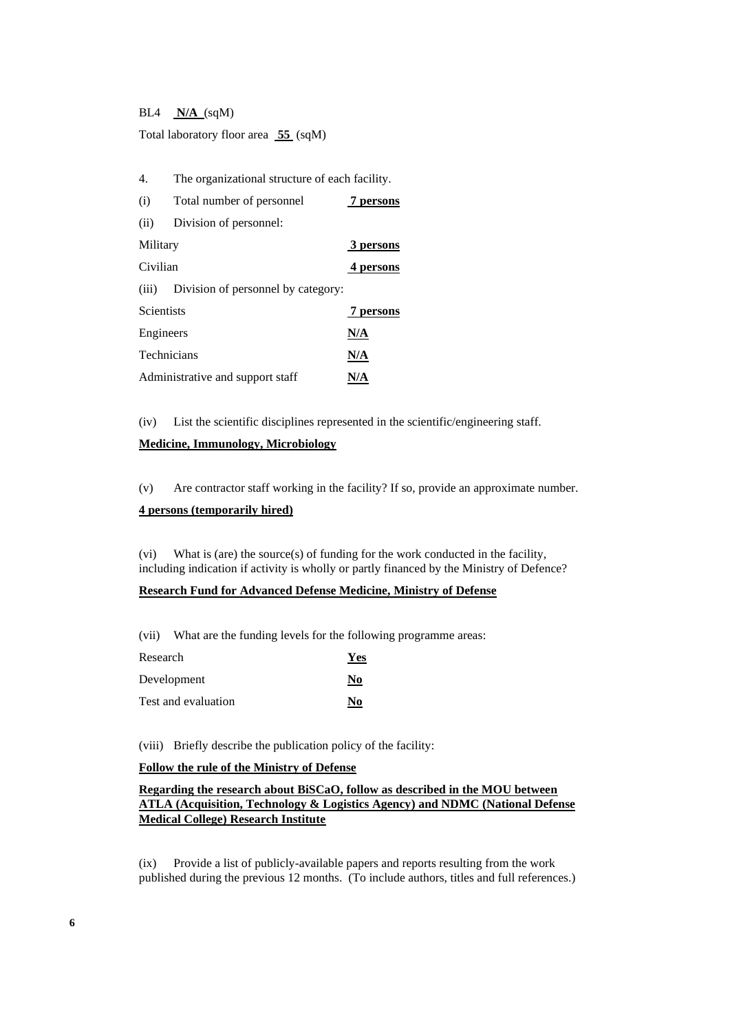BL4 **N/A** (sqM)

Total laboratory floor area **55** (sqM)

4. The organizational structure of each facility.

(i) Total number of personnel **7 persons**

(ii) Division of personnel:

Military **3 persons**

Civilian **4 persons**

(iii) Division of personnel by category:

Scientists **7 persons**

Engineers **N/A**

Technicians **N/A**

Administrative and support staff **N/A**

(iv) List the scientific disciplines represented in the scientific/engineering staff.

**Medicine, Immunology, Microbiology**

(v) Are contractor staff working in the facility? If so, provide an approximate number.

**4 persons (temporarily hired)**

(vi) What is (are) the source(s) of funding for the work conducted in the facility, including indication if activity is wholly or partly financed by the Ministry of Defence?

**Research Fund for Advanced Defense Medicine, Ministry of Defense**

(vii) What are the funding levels for the following programme areas:

Research **Yes**

Development **No**

Test and evaluation **No**

(viii) Briefly describe the publication policy of the facility:

**Follow the rule of the Ministry of Defense**

**Regarding the research about BiSCaO, follow as described in the MOU between ATLA (Acquisition, Technology & Logistics Agency) and NDMC (National Defense Medical College) Research Institute**

(ix) Provide a list of publicly-available papers and reports resulting from the work published during the previous 12 months. (To include authors, titles and full references.)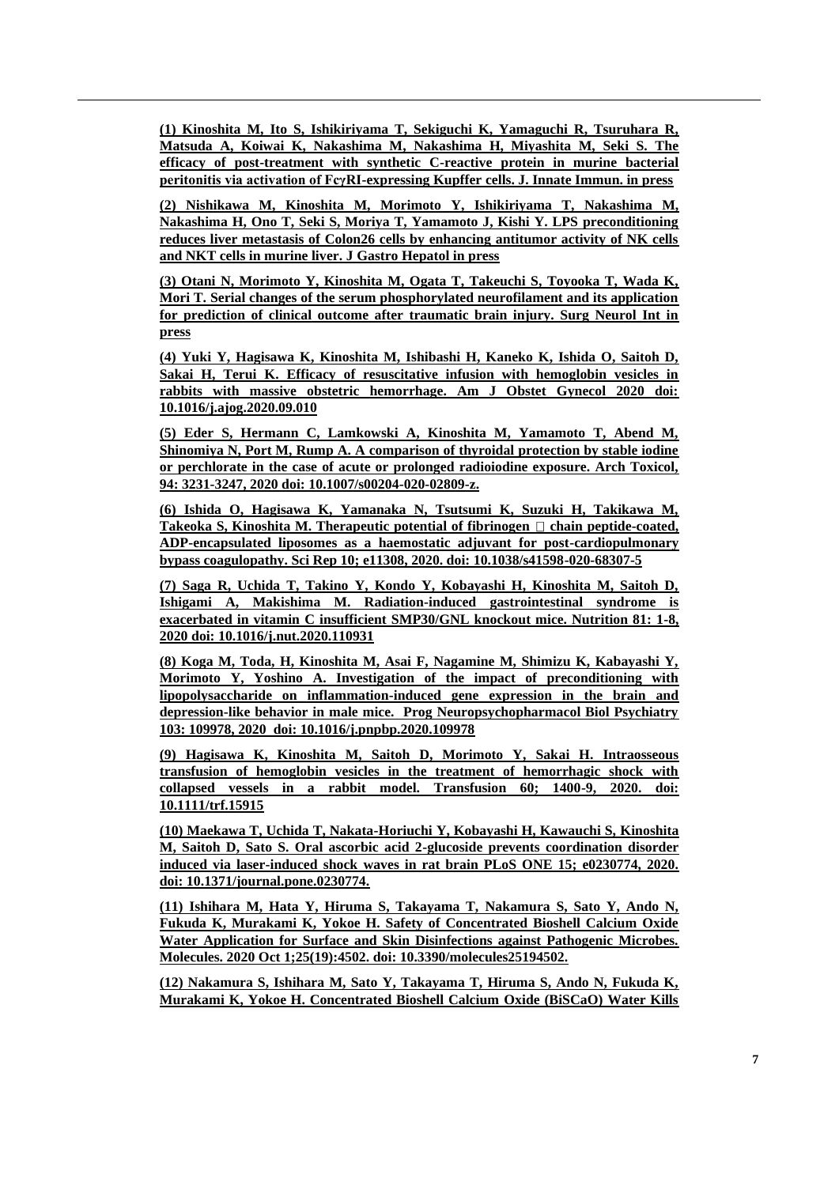**(1) Kinoshita M, Ito S, Ishikiriyama T, Sekiguchi K, Yamaguchi R, Tsuruhara R, Matsuda A, Koiwai K, Nakashima M, Nakashima H, Miyashita M, Seki S. The efficacy of post-treatment with synthetic C-reactive protein in murine bacterial peritonitis via activation of FcγRI-expressing Kupffer cells. J. Innate Immun. in press**

**(2) Nishikawa M, Kinoshita M, Morimoto Y, Ishikiriyama T, Nakashima M, Nakashima H, Ono T, Seki S, Moriya T, Yamamoto J, Kishi Y. LPS preconditioning reduces liver metastasis of Colon26 cells by enhancing antitumor activity of NK cells and NKT cells in murine liver. J Gastro Hepatol in press**

**(3) Otani N, Morimoto Y, Kinoshita M, Ogata T, Takeuchi S, Toyooka T, Wada K, Mori T. Serial changes of the serum phosphorylated neurofilament and its application for prediction of clinical outcome after traumatic brain injury. Surg Neurol Int in press**

**(4) Yuki Y, Hagisawa K, Kinoshita M, Ishibashi H, Kaneko K, Ishida O, Saitoh D, Sakai H, Terui K. Efficacy of resuscitative infusion with hemoglobin vesicles in rabbits with massive obstetric hemorrhage. Am J Obstet Gynecol 2020 doi: 10.1016/j.ajog.2020.09.010**

**(5) Eder S, Hermann C, Lamkowski A, Kinoshita M, Yamamoto T, Abend M, Shinomiya N, Port M, Rump A. A comparison of thyroidal protection by stable iodine or perchlorate in the case of acute or prolonged radioiodine exposure. Arch Toxicol, 94: 3231-3247, 2020 doi: 10.1007/s00204-020-02809-z.**

**(6) Ishida O, Hagisawa K, Yamanaka N, Tsutsumi K, Suzuki H, Takikawa M, Takeoka S, Kinoshita M. Therapeutic potential of fibrinogen  chain peptide-coated, ADP-encapsulated liposomes as a haemostatic adjuvant for post-cardiopulmonary bypass coagulopathy. Sci Rep 10; e11308, 2020. doi: 10.1038/s41598-020-68307-5**

**(7) Saga R, Uchida T, Takino Y, Kondo Y, Kobayashi H, Kinoshita M, Saitoh D, Ishigami A, Makishima M. Radiation-induced gastrointestinal syndrome is exacerbated in vitamin C insufficient SMP30/GNL knockout mice. Nutrition 81: 1-8, 2020 doi: 10.1016/j.nut.2020.110931**

**(8) Koga M, Toda, H, Kinoshita M, Asai F, Nagamine M, Shimizu K, Kabayashi Y, Morimoto Y, Yoshino A. Investigation of the impact of preconditioning with lipopolysaccharide on inflammation-induced gene expression in the brain and depression-like behavior in male mice. Prog Neuropsychopharmacol Biol Psychiatry 103: 109978, 2020 doi: 10.1016/j.pnpbp.2020.109978**

**(9) Hagisawa K, Kinoshita M, Saitoh D, Morimoto Y, Sakai H. Intraosseous transfusion of hemoglobin vesicles in the treatment of hemorrhagic shock with collapsed vessels in a rabbit model. Transfusion 60; 1400-9, 2020. doi: 10.1111/trf.15915**

**(10) Maekawa T, Uchida T, Nakata-Horiuchi Y, Kobayashi H, Kawauchi S, Kinoshita M, Saitoh D, Sato S. Oral ascorbic acid 2-glucoside prevents coordination disorder induced via laser-induced shock waves in rat brain PLoS ONE 15; e0230774, 2020. doi: 10.1371/journal.pone.0230774.**

**(11) Ishihara M, Hata Y, Hiruma S, Takayama T, Nakamura S, Sato Y, Ando N, Fukuda K, Murakami K, Yokoe H. Safety of Concentrated Bioshell Calcium Oxide Water Application for Surface and Skin Disinfections against Pathogenic Microbes. Molecules. 2020 Oct 1;25(19):4502. doi: 10.3390/molecules25194502.**

**(12) Nakamura S, Ishihara M, Sato Y, Takayama T, Hiruma S, Ando N, Fukuda K, Murakami K, Yokoe H. Concentrated Bioshell Calcium Oxide (BiSCaO) Water Kills**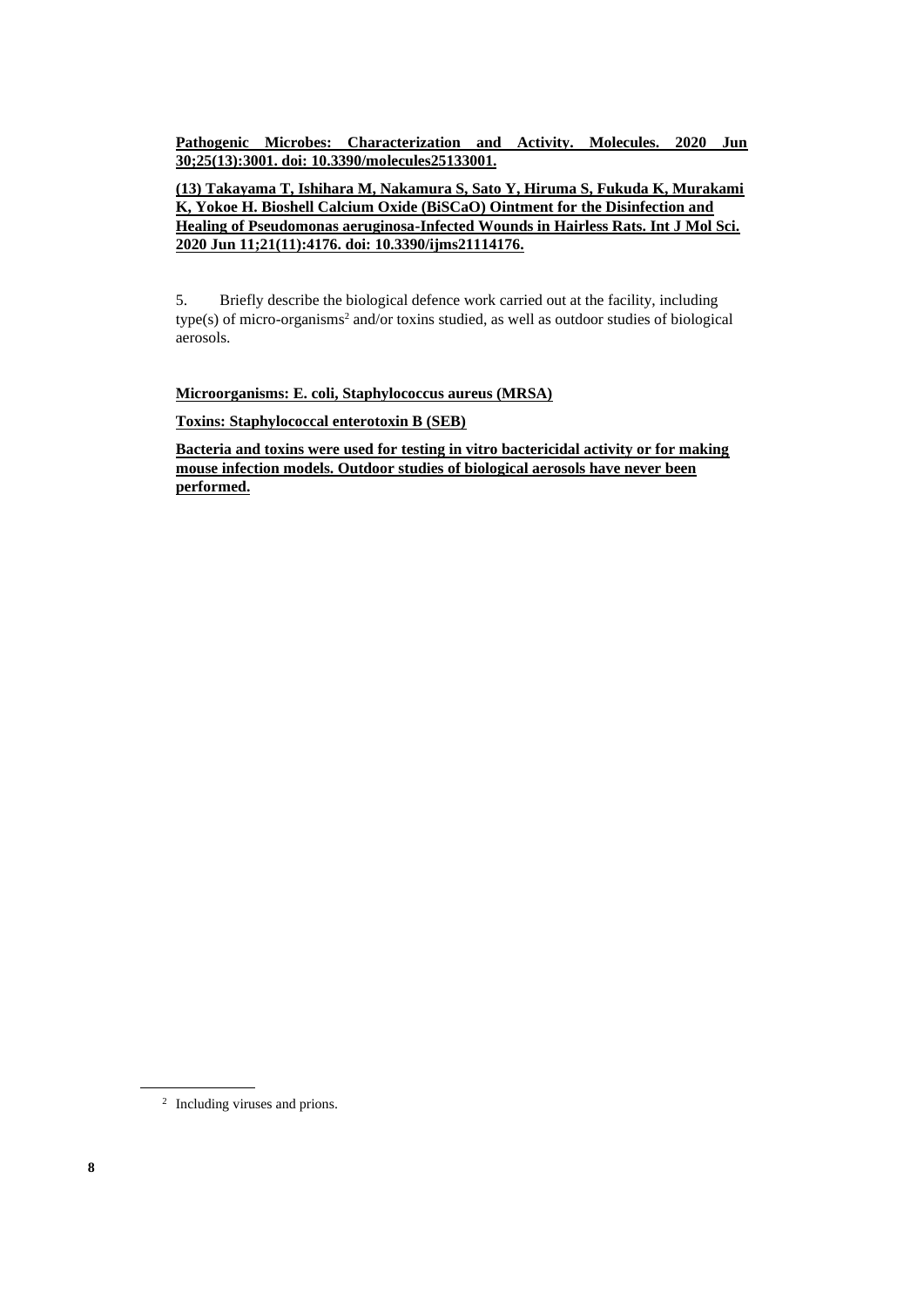**Pathogenic Microbes: Characterization and Activity. Molecules. 2020 Jun 30;25(13):3001. doi: 10.3390/molecules25133001.**

**(13) Takayama T, Ishihara M, Nakamura S, Sato Y, Hiruma S, Fukuda K, Murakami K, Yokoe H. Bioshell Calcium Oxide (BiSCaO) Ointment for the Disinfection and Healing of Pseudomonas aeruginosa-Infected Wounds in Hairless Rats. Int J Mol Sci. 2020 Jun 11;21(11):4176. doi: 10.3390/ijms21114176.**

5. Briefly describe the biological defence work carried out at the facility, including type(s) of micro-organisms[2] and/or toxins studied, as well as outdoor studies of biological aerosols.

**Microorganisms: E. coli, Staphylococcus aureus (MRSA)**

**Toxins: Staphylococcal enterotoxin B (SEB)**

**Bacteria and toxins were used for testing in vitro bactericidal activity or for making mouse infection models. Outdoor studies of biological aerosols have never been performed.**

[2] Including viruses and prions.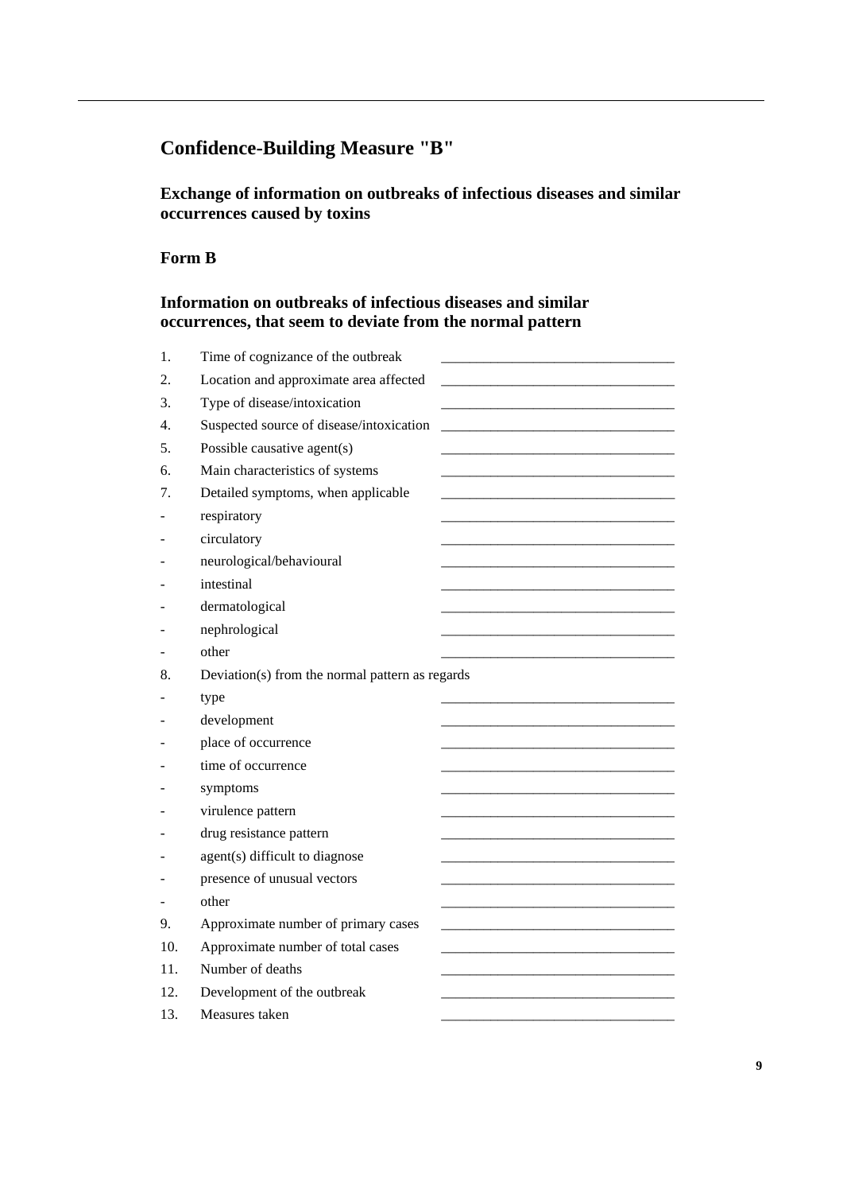## Confidence-Building Measure "B"

### Exchange of information on outbreaks of infectious diseases and similar occurrences caused by toxins

### Form B

### Information on outbreaks of infectious diseases and similar occurrences, that seem to deviate from the normal pattern

| | | |
|---|---|---|
| 1. | Time of cognizance of the outbreak | ________________________________ |
| 2. | Location and approximate area affected | ________________________________ |
| 3. | Type of disease/intoxication | ________________________________ |
| 4. | Suspected source of disease/intoxication | ________________________________ |
| 5. | Possible causative agent(s) | ________________________________ |
| 6. | Main characteristics of systems | ________________________________ |
| 7. | Detailed symptoms, when applicable | ________________________________ |
| - | respiratory | ________________________________ |
| - | circulatory | ________________________________ |
| - | neurological/behavioural | ________________________________ |
| - | intestinal | ________________________________ |
| - | dermatological | ________________________________ |
| - | nephrological | ________________________________ |
| - | other | ________________________________ |
| 8. | Deviation(s) from the normal pattern as regards | |
| - | type | ________________________________ |
| - | development | ________________________________ |
| - | place of occurrence | ________________________________ |
| - | time of occurrence | ________________________________ |
| - | symptoms | ________________________________ |
| - | virulence pattern | ________________________________ |
| - | drug resistance pattern | ________________________________ |
| - | agent(s) difficult to diagnose | ________________________________ |
| - | presence of unusual vectors | ________________________________ |
| - | other | ________________________________ |
| 9. | Approximate number of primary cases | ________________________________ |
| 10. | Approximate number of total cases | ________________________________ |
| 11. | Number of deaths | ________________________________ |
| 12. | Development of the outbreak | ________________________________ |
| 13. | Measures taken | ________________________________ |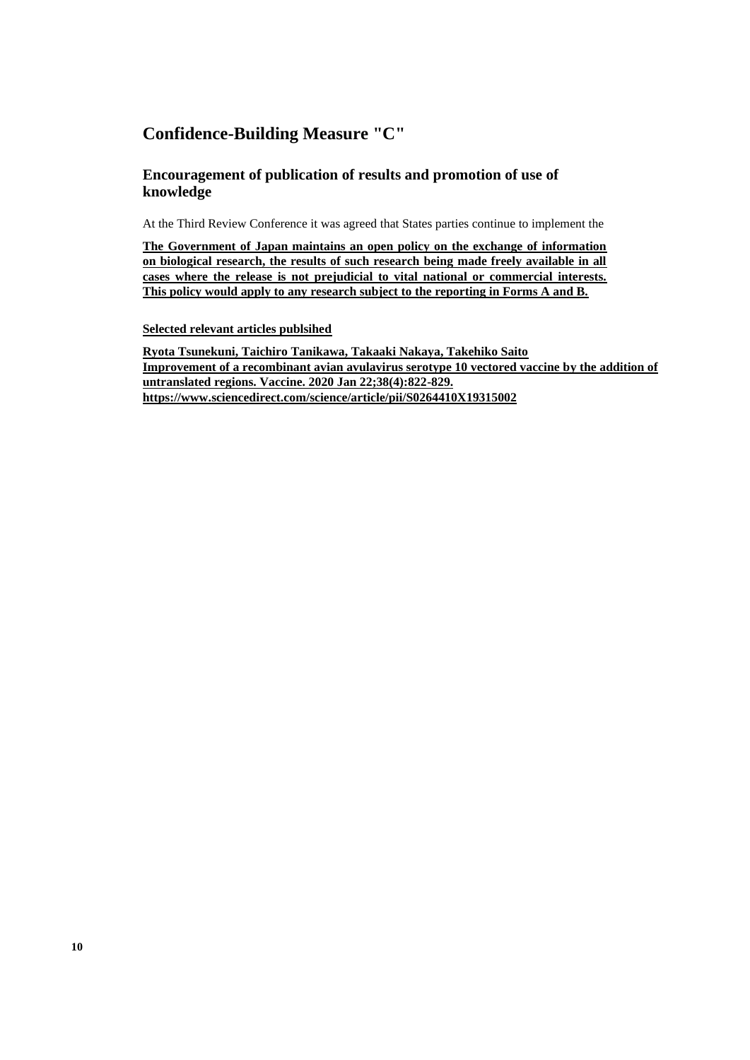## Confidence-Building Measure "C"

### Encouragement of publication of results and promotion of use of knowledge

At the Third Review Conference it was agreed that States parties continue to implement the

**The Government of Japan maintains an open policy on the exchange of information on biological research, the results of such research being made freely available in all cases where the release is not prejudicial to vital national or commercial interests. This policy would apply to any research subject to the reporting in Forms A and B.**

**Selected relevant articles publsihed**

**Ryota Tsunekuni, Taichiro Tanikawa, Takaaki Nakaya, Takehiko Saito**
**Improvement of a recombinant avian avulavirus serotype 10 vectored vaccine by the addition of untranslated regions. Vaccine. 2020 Jan 22;38(4):822-829.**
**https://www.sciencedirect.com/science/article/pii/S0264410X19315002**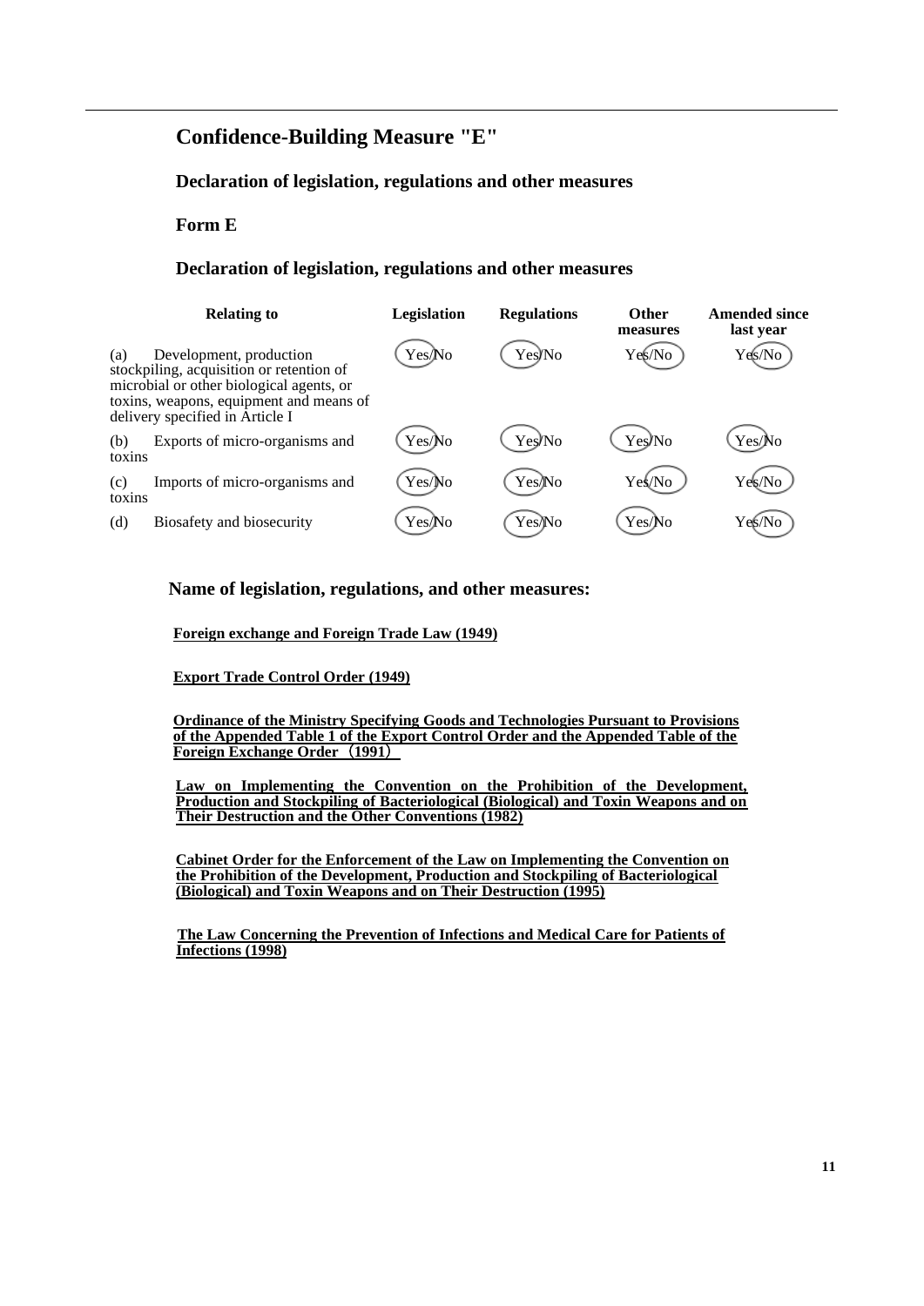# Confidence-Building Measure "E"

## Declaration of legislation, regulations and other measures

### Form E

### Declaration of legislation, regulations and other measures

| Relating to | Legislation | Regulations | Other measures | Amended since last year |
|---|---|---|---|---|
| (a) Development, production stockpiling, acquisition or retention of microbial or other biological agents, or toxins, weapons, equipment and means of delivery specified in Article I | Yes | Yes | No | No |
| (b) Exports of micro-organisms and toxins | Yes | Yes | Yes | Yes |
| (c) Imports of micro-organisms and toxins | Yes | Yes | No | No |
| (d) Biosafety and biosecurity | Yes | Yes | Yes | No |

**Name of legislation, regulations, and other measures:**

**Foreign exchange and Foreign Trade Law (1949)**

**Export Trade Control Order (1949)**

**Ordinance of the Ministry Specifying Goods and Technologies Pursuant to Provisions of the Appended Table 1 of the Export Control Order and the Appended Table of the Foreign Exchange Order（1991）**

**Law on Implementing the Convention on the Prohibition of the Development, Production and Stockpiling of Bacteriological (Biological) and Toxin Weapons and on Their Destruction and the Other Conventions (1982)**

**Cabinet Order for the Enforcement of the Law on Implementing the Convention on the Prohibition of the Development, Production and Stockpiling of Bacteriological (Biological) and Toxin Weapons and on Their Destruction (1995)**

**The Law Concerning the Prevention of Infections and Medical Care for Patients of Infections (1998)**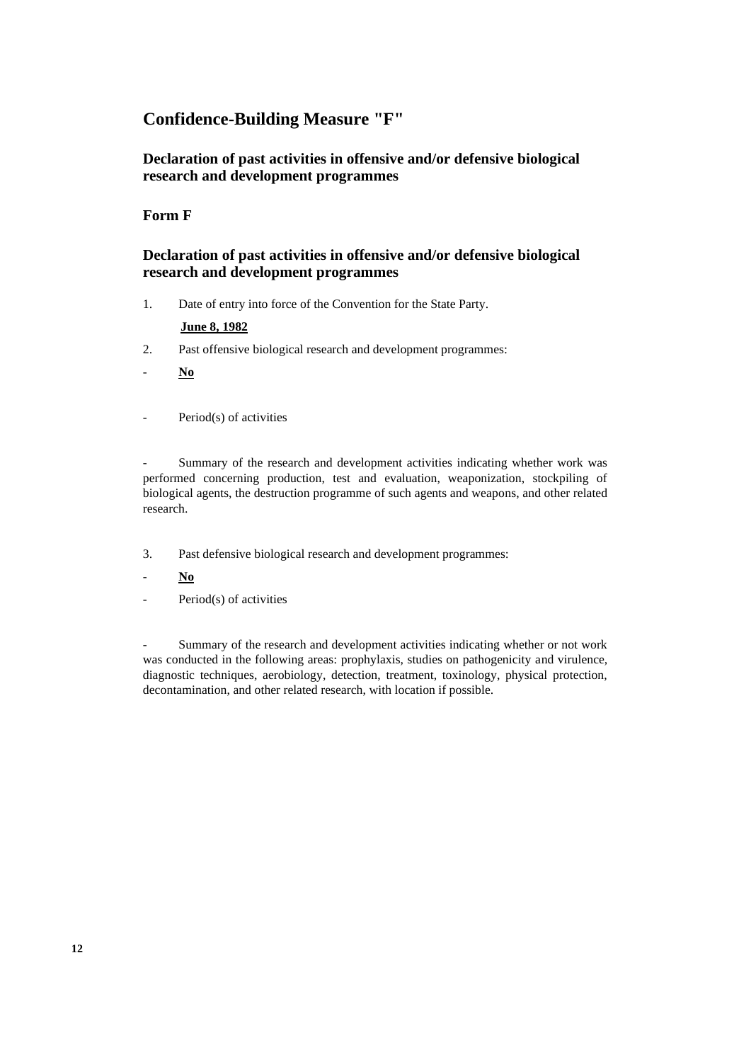# Confidence-Building Measure "F"

## Declaration of past activities in offensive and/or defensive biological research and development programmes

### Form F

## Declaration of past activities in offensive and/or defensive biological research and development programmes

1. Date of entry into force of the Convention for the State Party.

   **June 8, 1982**

2. Past offensive biological research and development programmes:

- **No**

- Period(s) of activities

- Summary of the research and development activities indicating whether work was performed concerning production, test and evaluation, weaponization, stockpiling of biological agents, the destruction programme of such agents and weapons, and other related research.

3. Past defensive biological research and development programmes:

- **No**
- Period(s) of activities

- Summary of the research and development activities indicating whether or not work was conducted in the following areas: prophylaxis, studies on pathogenicity and virulence, diagnostic techniques, aerobiology, detection, treatment, toxinology, physical protection, decontamination, and other related research, with location if possible.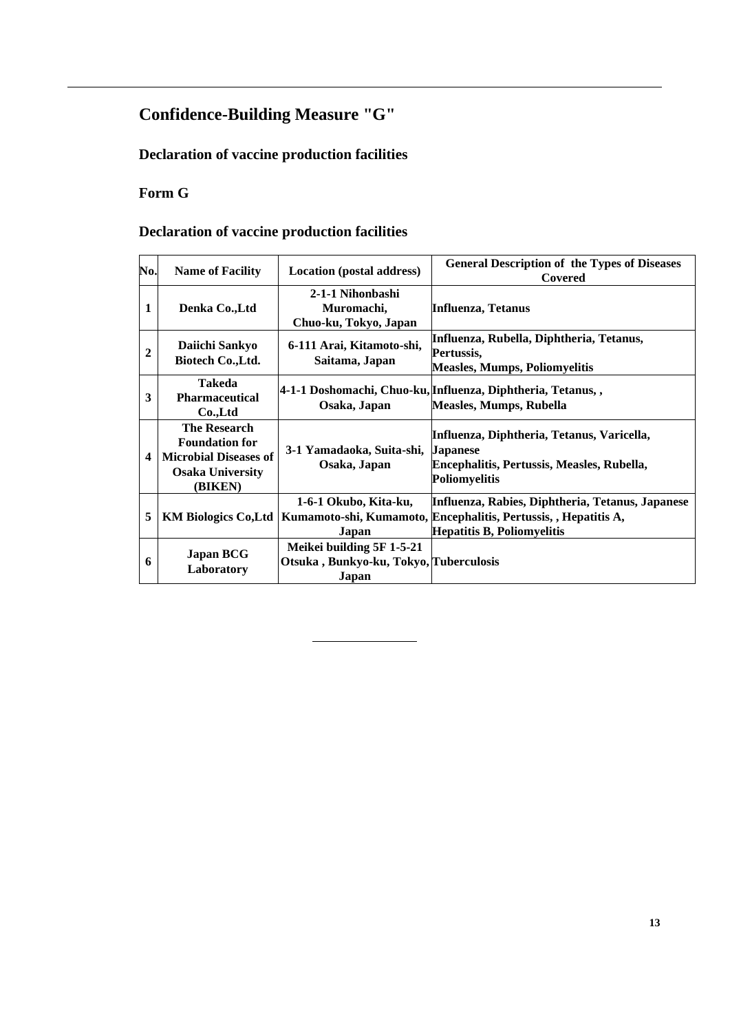# Confidence-Building Measure "G"

## Declaration of vaccine production facilities

### Form G

### Declaration of vaccine production facilities

| No. | Name of Facility | Location (postal address) | General Description of the Types of Diseases Covered |
|---|---|---|---|
| 1 | Denka Co.,Ltd | 2-1-1 Nihonbashi Muromachi, Chuo-ku, Tokyo, Japan | Influenza, Tetanus |
| 2 | Daiichi Sankyo Biotech Co.,Ltd. | 6-111 Arai, Kitamoto-shi, Saitama, Japan | Influenza, Rubella, Diphtheria, Tetanus, Pertussis, Measles, Mumps, Poliomyelitis |
| 3 | Takeda Pharmaceutical Co.,Ltd | 4-1-1 Doshomachi, Chuo-ku, Osaka, Japan | Influenza, Diphtheria, Tetanus, , Measles, Mumps, Rubella |
| 4 | The Research Foundation for Microbial Diseases of Osaka University (BIKEN) | 3-1 Yamadaoka, Suita-shi, Osaka, Japan | Influenza, Diphtheria, Tetanus, Varicella, Japanese Encephalitis, Pertussis, Measles, Rubella, Poliomyelitis |
| 5 | KM Biologics Co,Ltd | 1-6-1 Okubo, Kita-ku, Kumamoto-shi, Kumamoto, Japan | Influenza, Rabies, Diphtheria, Tetanus, Japanese Encephalitis, Pertussis, , Hepatitis A, Hepatitis B, Poliomyelitis |
| 6 | Japan BCG Laboratory | Meikei building 5F 1-5-21 Otsuka , Bunkyo-ku, Tokyo, Japan | Tuberculosis |